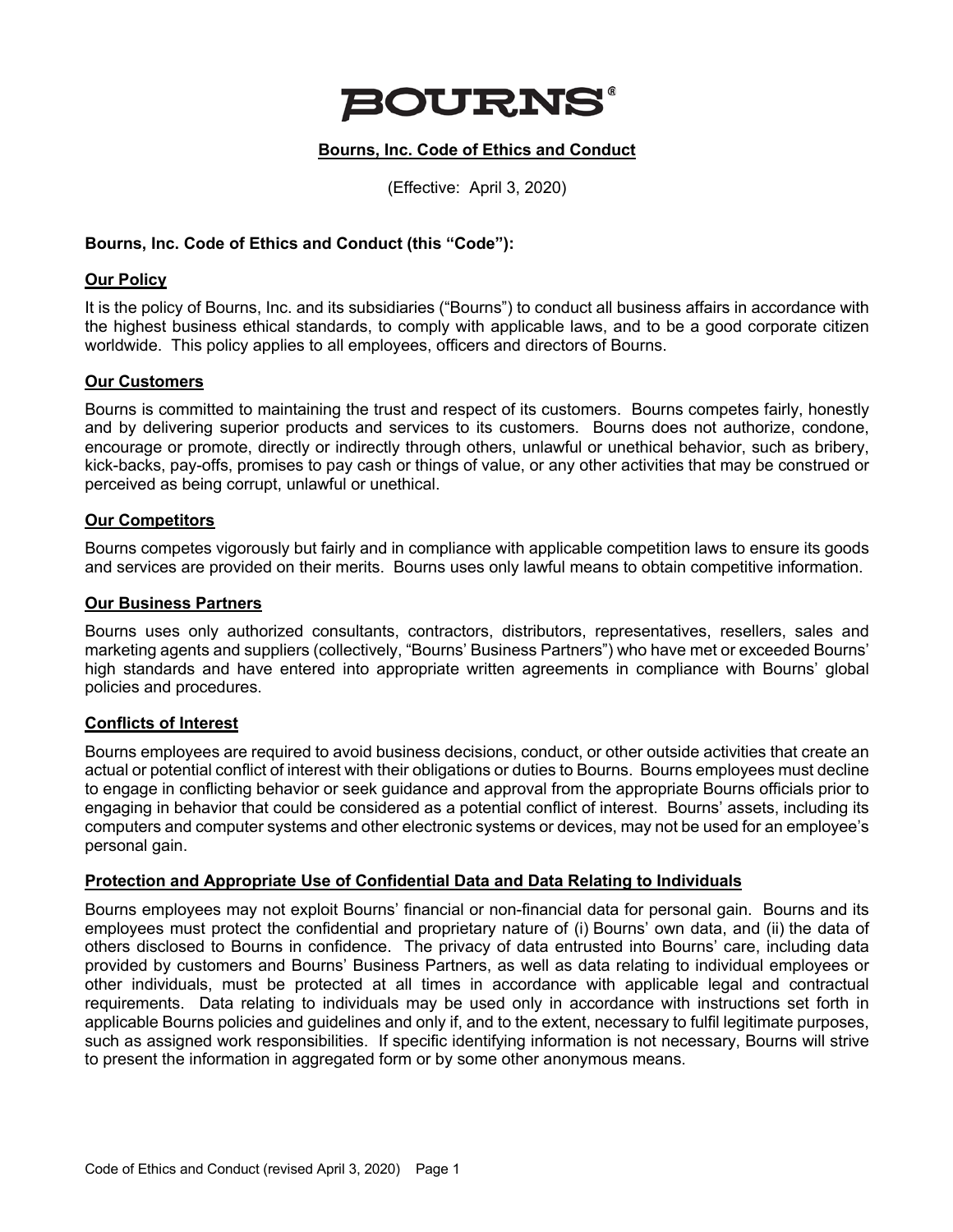# BOURNS®

## Bourns, Inc. Code of Ethics and Conduct

(Effective: April 3, 2020)

**Bourns, Inc. Code of Ethics and Conduct (this "Code"):**

### Our Policy

It is the policy of Bourns, Inc. and its subsidiaries ("Bourns") to conduct all business affairs in accordance with the highest business ethical standards, to comply with applicable laws, and to be a good corporate citizen worldwide. This policy applies to all employees, officers and directors of Bourns.

### Our Customers

Bourns is committed to maintaining the trust and respect of its customers. Bourns competes fairly, honestly and by delivering superior products and services to its customers. Bourns does not authorize, condone, encourage or promote, directly or indirectly through others, unlawful or unethical behavior, such as bribery, kick-backs, pay-offs, promises to pay cash or things of value, or any other activities that may be construed or perceived as being corrupt, unlawful or unethical.

### Our Competitors

Bourns competes vigorously but fairly and in compliance with applicable competition laws to ensure its goods and services are provided on their merits. Bourns uses only lawful means to obtain competitive information.

### Our Business Partners

Bourns uses only authorized consultants, contractors, distributors, representatives, resellers, sales and marketing agents and suppliers (collectively, "Bourns' Business Partners") who have met or exceeded Bourns' high standards and have entered into appropriate written agreements in compliance with Bourns' global policies and procedures.

### Conflicts of Interest

Bourns employees are required to avoid business decisions, conduct, or other outside activities that create an actual or potential conflict of interest with their obligations or duties to Bourns. Bourns employees must decline to engage in conflicting behavior or seek guidance and approval from the appropriate Bourns officials prior to engaging in behavior that could be considered as a potential conflict of interest. Bourns' assets, including its computers and computer systems and other electronic systems or devices, may not be used for an employee's personal gain.

### Protection and Appropriate Use of Confidential Data and Data Relating to Individuals

Bourns employees may not exploit Bourns' financial or non-financial data for personal gain. Bourns and its employees must protect the confidential and proprietary nature of (i) Bourns' own data, and (ii) the data of others disclosed to Bourns in confidence. The privacy of data entrusted into Bourns' care, including data provided by customers and Bourns' Business Partners, as well as data relating to individual employees or other individuals, must be protected at all times in accordance with applicable legal and contractual requirements. Data relating to individuals may be used only in accordance with instructions set forth in applicable Bourns policies and guidelines and only if, and to the extent, necessary to fulfil legitimate purposes, such as assigned work responsibilities. If specific identifying information is not necessary, Bourns will strive to present the information in aggregated form or by some other anonymous means.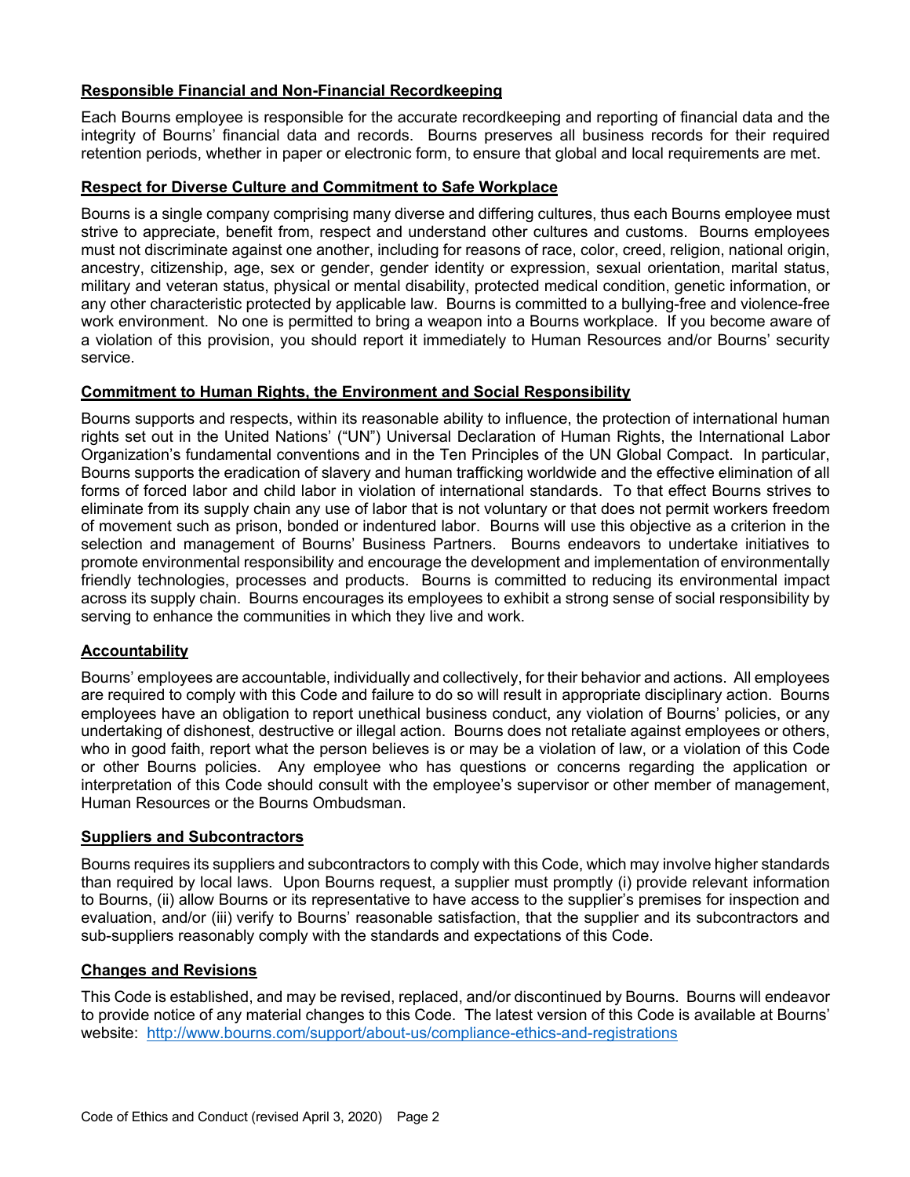**Responsible Financial and Non-Financial Recordkeeping**

Each Bourns employee is responsible for the accurate recordkeeping and reporting of financial data and the integrity of Bourns' financial data and records. Bourns preserves all business records for their required retention periods, whether in paper or electronic form, to ensure that global and local requirements are met.

**Respect for Diverse Culture and Commitment to Safe Workplace**

Bourns is a single company comprising many diverse and differing cultures, thus each Bourns employee must strive to appreciate, benefit from, respect and understand other cultures and customs. Bourns employees must not discriminate against one another, including for reasons of race, color, creed, religion, national origin, ancestry, citizenship, age, sex or gender, gender identity or expression, sexual orientation, marital status, military and veteran status, physical or mental disability, protected medical condition, genetic information, or any other characteristic protected by applicable law. Bourns is committed to a bullying-free and violence-free work environment. No one is permitted to bring a weapon into a Bourns workplace. If you become aware of a violation of this provision, you should report it immediately to Human Resources and/or Bourns' security service.

**Commitment to Human Rights, the Environment and Social Responsibility**

Bourns supports and respects, within its reasonable ability to influence, the protection of international human rights set out in the United Nations' ("UN") Universal Declaration of Human Rights, the International Labor Organization's fundamental conventions and in the Ten Principles of the UN Global Compact. In particular, Bourns supports the eradication of slavery and human trafficking worldwide and the effective elimination of all forms of forced labor and child labor in violation of international standards. To that effect Bourns strives to eliminate from its supply chain any use of labor that is not voluntary or that does not permit workers freedom of movement such as prison, bonded or indentured labor. Bourns will use this objective as a criterion in the selection and management of Bourns' Business Partners. Bourns endeavors to undertake initiatives to promote environmental responsibility and encourage the development and implementation of environmentally friendly technologies, processes and products. Bourns is committed to reducing its environmental impact across its supply chain. Bourns encourages its employees to exhibit a strong sense of social responsibility by serving to enhance the communities in which they live and work.

**Accountability**

Bourns' employees are accountable, individually and collectively, for their behavior and actions. All employees are required to comply with this Code and failure to do so will result in appropriate disciplinary action. Bourns employees have an obligation to report unethical business conduct, any violation of Bourns' policies, or any undertaking of dishonest, destructive or illegal action. Bourns does not retaliate against employees or others, who in good faith, report what the person believes is or may be a violation of law, or a violation of this Code or other Bourns policies. Any employee who has questions or concerns regarding the application or interpretation of this Code should consult with the employee's supervisor or other member of management, Human Resources or the Bourns Ombudsman.

**Suppliers and Subcontractors**

Bourns requires its suppliers and subcontractors to comply with this Code, which may involve higher standards than required by local laws. Upon Bourns request, a supplier must promptly (i) provide relevant information to Bourns, (ii) allow Bourns or its representative to have access to the supplier's premises for inspection and evaluation, and/or (iii) verify to Bourns' reasonable satisfaction, that the supplier and its subcontractors and sub-suppliers reasonably comply with the standards and expectations of this Code.

**Changes and Revisions**

This Code is established, and may be revised, replaced, and/or discontinued by Bourns. Bourns will endeavor to provide notice of any material changes to this Code. The latest version of this Code is available at Bourns' website: http://www.bourns.com/support/about-us/compliance-ethics-and-registrations